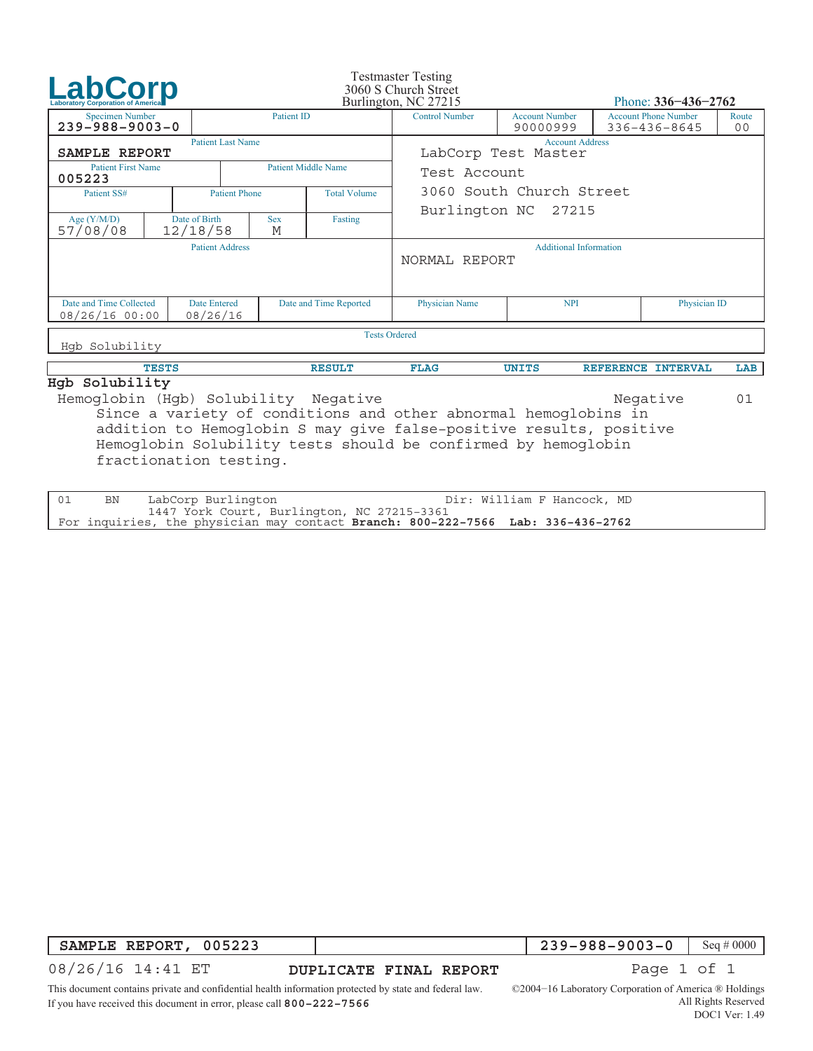# LabCorp

Laboratory Corporation of America

Testmaster Testing
3060 S Church Street
Burlington, NC 27215

Phone: **336-436-2762**

| Specimen Number | Patient ID | Control Number | Account Number | Account Phone Number | Route |
|---|---|---|---|---|---|
| **239-988-9003-0** | | | 90000999 | 336-436-8645 | 00 |

| Patient Last Name | Account Address |
|---|---|
| **SAMPLE REPORT** | LabCorp Test Master<br>Test Account<br>3060 South Church Street<br>Burlington NC 27215 |

| Patient First Name | Patient Middle Name |
|---|---|
| **005223** | |

| Patient SS# | Patient Phone | Total Volume |
|---|---|---|
| | | |

| Age (Y/M/D) | Date of Birth | Sex | Fasting |
|---|---|---|---|
| 57/08/08 | 12/18/58 | M | |

| Patient Address | Additional Information |
|---|---|
| | NORMAL REPORT |

| Date and Time Collected | Date Entered | Date and Time Reported | Physician Name | NPI | Physician ID |
|---|---|---|---|---|---|
| 08/26/16 00:00 | 08/26/16 | | | | |

**Tests Ordered**

Hgb Solubility

| TESTS | RESULT | FLAG | UNITS | REFERENCE INTERVAL | LAB |
|---|---|---|---|---|---|
| **Hgb Solubility** | | | | | |
| Hemoglobin (Hgb) Solubility | Negative | | | Negative | 01 |

Since a variety of conditions and other abnormal hemoglobins in addition to Hemoglobin S may give false-positive results, positive Hemoglobin Solubility tests should be confirmed by hemoglobin fractionation testing.

| | | | |
|---|---|---|---|
| 01 | BN | LabCorp Burlington<br>1447 York Court, Burlington, NC 27215-3361 | Dir: William F Hancock, MD |

For inquiries, the physician may contact **Branch: 800-222-7566 Lab: 336-436-2762**

| SAMPLE REPORT, 005223 | | 239-988-9003-0 | Seq # 0000 |
|---|---|---|---|

08/26/16 14:41 ET **DUPLICATE FINAL REPORT**

This document contains private and confidential health information protected by state and federal law.
If you have received this document in error, please call **800-222-7566**

©2004-16 Laboratory Corporation of America ® Holdings
All Rights Reserved
DOC1 Ver: 1.49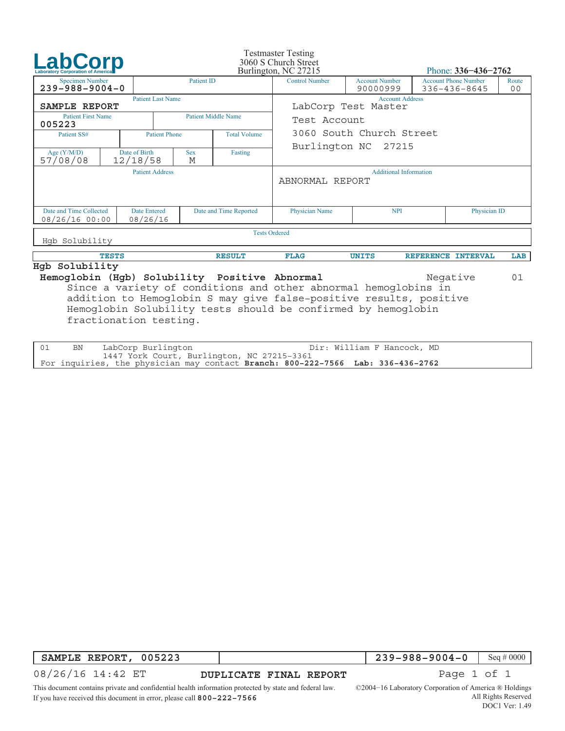**LabCorp**
Laboratory Corporation of America

Testmaster Testing
3060 S Church Street
Burlington, NC 27215

Phone: **336-436-2762**

| Specimen Number | Patient ID | Control Number | Account Number | Account Phone Number | Route |
|---|---|---|---|---|---|
| **239-988-9004-0** | | | 90000999 | 336-436-8645 | 00 |

| Patient Last Name | | | | Account Address |
|---|---|---|---|---|
| **SAMPLE REPORT** | | | | LabCorp Test Master |
| **Patient First Name** | **Patient Middle Name** | | | Test Account |
| **005223** | | | | 3060 South Church Street |
| **Patient SS#** | **Patient Phone** | **Total Volume** | | Burlington NC 27215 |
| | | | | |
| **Age (Y/M/D)** | **Date of Birth** | **Sex** | **Fasting** | |
| 57/08/08 | 12/18/58 | M | | |

| Patient Address | Additional Information |
|---|---|
| | ABNORMAL REPORT |

| Date and Time Collected | Date Entered | Date and Time Reported | Physician Name | NPI | Physician ID |
|---|---|---|---|---|---|
| 08/26/16 00:00 | 08/26/16 | | | | |

**Tests Ordered**

Hgb Solubility

| TESTS | RESULT | FLAG | UNITS | REFERENCE INTERVAL | LAB |
|---|---|---|---|---|---|
| **Hgb Solubility** | | | | | |
| **Hemoglobin (Hgb) Solubility** | **Positive** | **Abnormal** | | Negative | 01 |

Since a variety of conditions and other abnormal hemoglobins in addition to Hemoglobin S may give false-positive results, positive Hemoglobin Solubility tests should be confirmed by hemoglobin fractionation testing.

| | | | |
|---|---|---|---|
| 01 | BN | LabCorp Burlington<br>1447 York Court, Burlington, NC 27215-3361 | Dir: William F Hancock, MD |

For inquiries, the physician may contact **Branch: 800-222-7566 Lab: 336-436-2762**

| | | | |
|---|---|---|---|
| **SAMPLE REPORT, 005223** | | **239-988-9004-0** | Seq # 0000 |

08/26/16 14:42 ET **DUPLICATE FINAL REPORT**

This document contains private and confidential health information protected by state and federal law.
If you have received this document in error, please call **800-222-7566**

©2004-16 Laboratory Corporation of America ® Holdings
All Rights Reserved
DOC1 Ver: 1.49